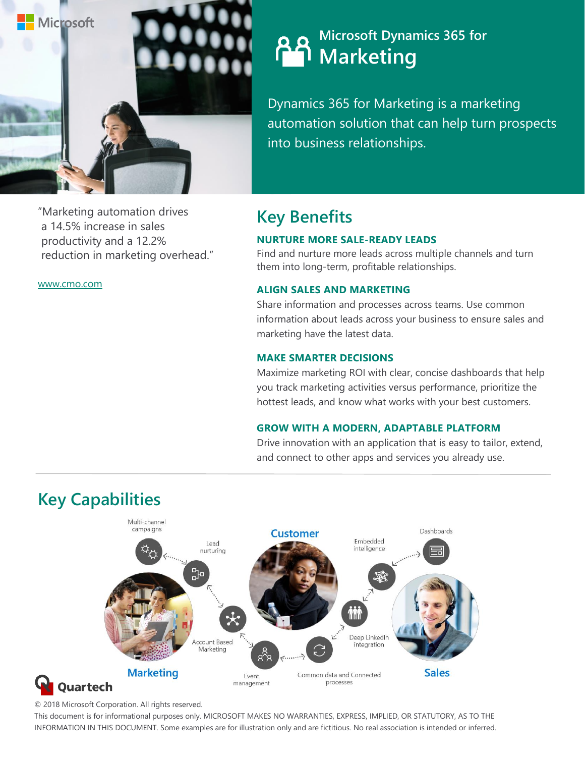Microsoft

# Microsoft Dynamics 365 for Marketing

Dynamics 365 for Marketing is a marketing automation solution that can help turn prospects into business relationships.

"Marketing automation drives a 14.5% increase in sales productivity and a 12.2% reduction in marketing overhead."

www.cmo.com

## Key Benefits

### NURTURE MORE SALE-READY LEADS

Find and nurture more leads across multiple channels and turn them into long-term, profitable relationships.

### ALIGN SALES AND MARKETING

Share information and processes across teams. Use common information about leads across your business to ensure sales and marketing have the latest data.

### MAKE SMARTER DECISIONS

Maximize marketing ROI with clear, concise dashboards that help you track marketing activities versus performance, prioritize the hottest leads, and know what works with your best customers.

### GROW WITH A MODERN, ADAPTABLE PLATFORM

Drive innovation with an application that is easy to tailor, extend, and connect to other apps and services you already use.

## Key Capabilities

Multi-channel campaigns

Lead nurturing

Account Based Marketing

Event management

Common data and Connected processes

Deep LinkedIn integration

Embedded intelligence

Dashboards

Customer

Marketing

Sales

Quartech

© 2018 Microsoft Corporation. All rights reserved.

This document is for informational purposes only. MICROSOFT MAKES NO WARRANTIES, EXPRESS, IMPLIED, OR STATUTORY, AS TO THE INFORMATION IN THIS DOCUMENT. Some examples are for illustration only and are fictitious. No real association is intended or inferred.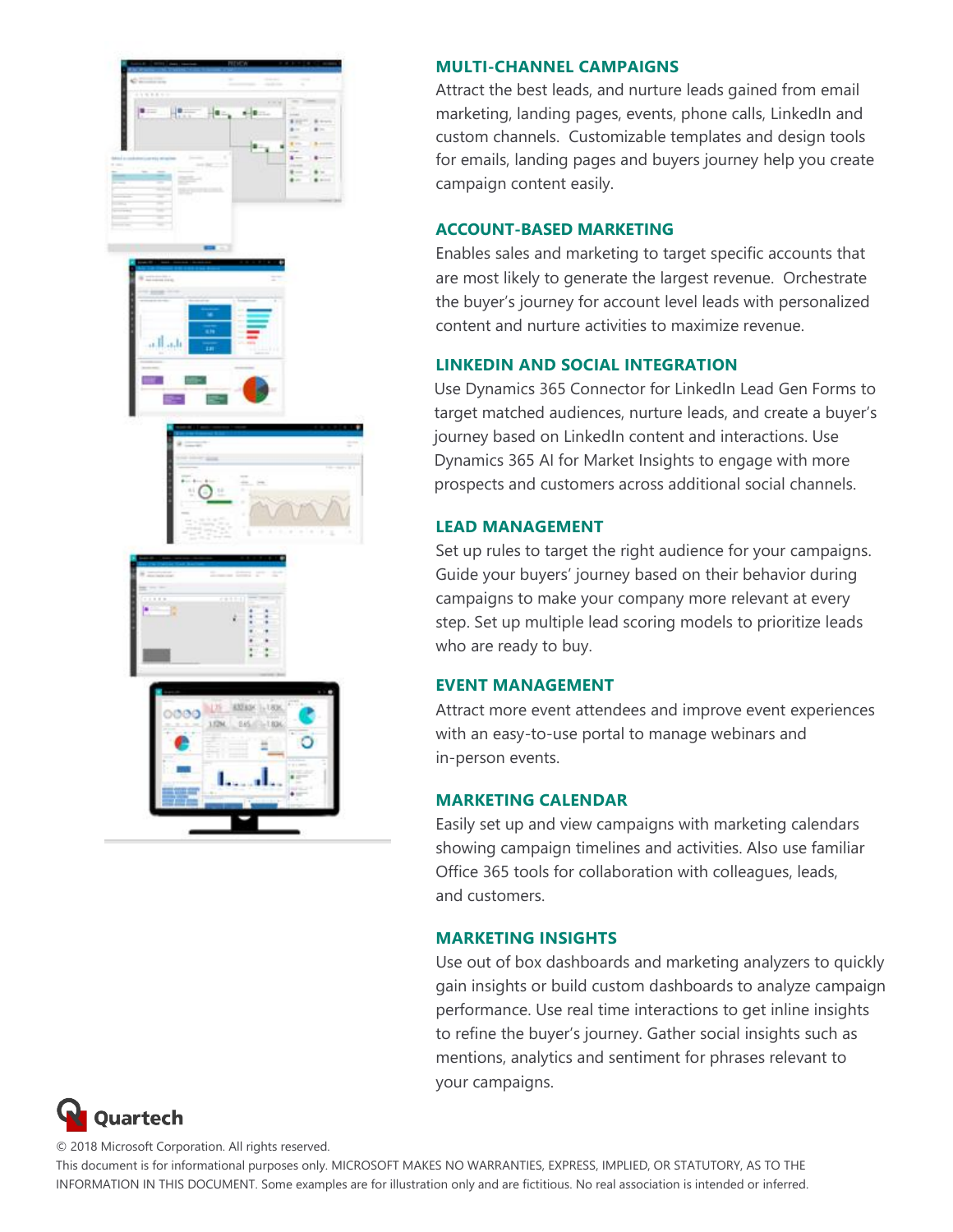## MULTI-CHANNEL CAMPAIGNS

Attract the best leads, and nurture leads gained from email marketing, landing pages, events, phone calls, LinkedIn and custom channels. Customizable templates and design tools for emails, landing pages and buyers journey help you create campaign content easily.

## ACCOUNT-BASED MARKETING

Enables sales and marketing to target specific accounts that are most likely to generate the largest revenue. Orchestrate the buyer's journey for account level leads with personalized content and nurture activities to maximize revenue.

## LINKEDIN AND SOCIAL INTEGRATION

Use Dynamics 365 Connector for LinkedIn Lead Gen Forms to target matched audiences, nurture leads, and create a buyer's journey based on LinkedIn content and interactions. Use Dynamics 365 AI for Market Insights to engage with more prospects and customers across additional social channels.

## LEAD MANAGEMENT

Set up rules to target the right audience for your campaigns. Guide your buyers' journey based on their behavior during campaigns to make your company more relevant at every step. Set up multiple lead scoring models to prioritize leads who are ready to buy.

## EVENT MANAGEMENT

Attract more event attendees and improve event experiences with an easy-to-use portal to manage webinars and in-person events.

## MARKETING CALENDAR

Easily set up and view campaigns with marketing calendars showing campaign timelines and activities. Also use familiar Office 365 tools for collaboration with colleagues, leads, and customers.

## MARKETING INSIGHTS

Use out of box dashboards and marketing analyzers to quickly gain insights or build custom dashboards to analyze campaign performance. Use real time interactions to get inline insights to refine the buyer's journey. Gather social insights such as mentions, analytics and sentiment for phrases relevant to your campaigns.

Quartech

© 2018 Microsoft Corporation. All rights reserved.

This document is for informational purposes only. MICROSOFT MAKES NO WARRANTIES, EXPRESS, IMPLIED, OR STATUTORY, AS TO THE INFORMATION IN THIS DOCUMENT. Some examples are for illustration only and are fictitious. No real association is intended or inferred.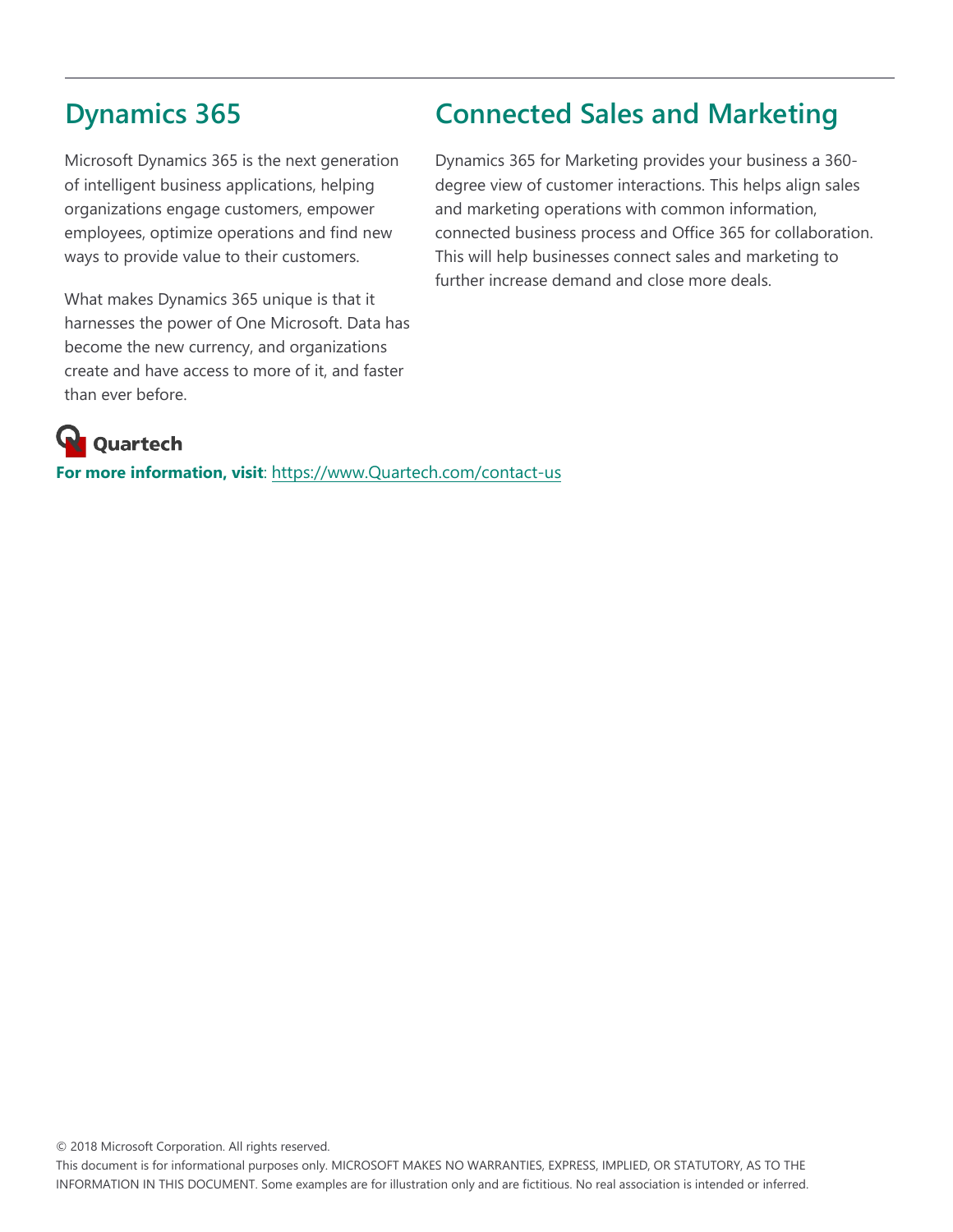## Dynamics 365

Microsoft Dynamics 365 is the next generation of intelligent business applications, helping organizations engage customers, empower employees, optimize operations and find new ways to provide value to their customers.

What makes Dynamics 365 unique is that it harnesses the power of One Microsoft. Data has become the new currency, and organizations create and have access to more of it, and faster than ever before.

## Connected Sales and Marketing

Dynamics 365 for Marketing provides your business a 360-degree view of customer interactions. This helps align sales and marketing operations with common information, connected business process and Office 365 for collaboration. This will help businesses connect sales and marketing to further increase demand and close more deals.

Quartech

**For more information, visit**: [https://www.Quartech.com/contact-us](https://www.Quartech.com/contact-us)

© 2018 Microsoft Corporation. All rights reserved.

This document is for informational purposes only. MICROSOFT MAKES NO WARRANTIES, EXPRESS, IMPLIED, OR STATUTORY, AS TO THE INFORMATION IN THIS DOCUMENT. Some examples are for illustration only and are fictitious. No real association is intended or inferred.